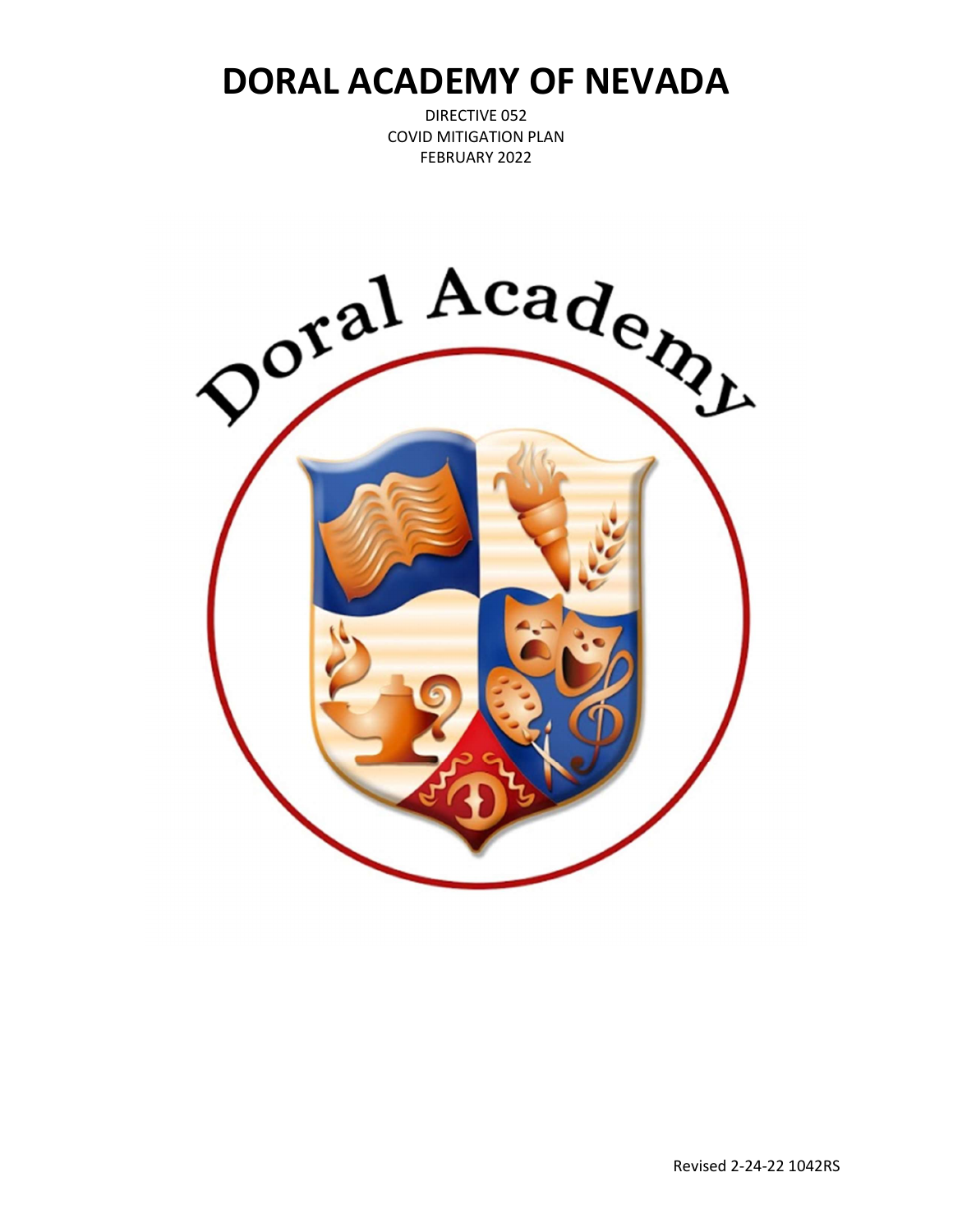# DORAL ACADEMY OF NEVADA

DIRECTIVE 052
COVID MITIGATION PLAN
FEBRUARY 2022

Revised 2-24-22 1042RS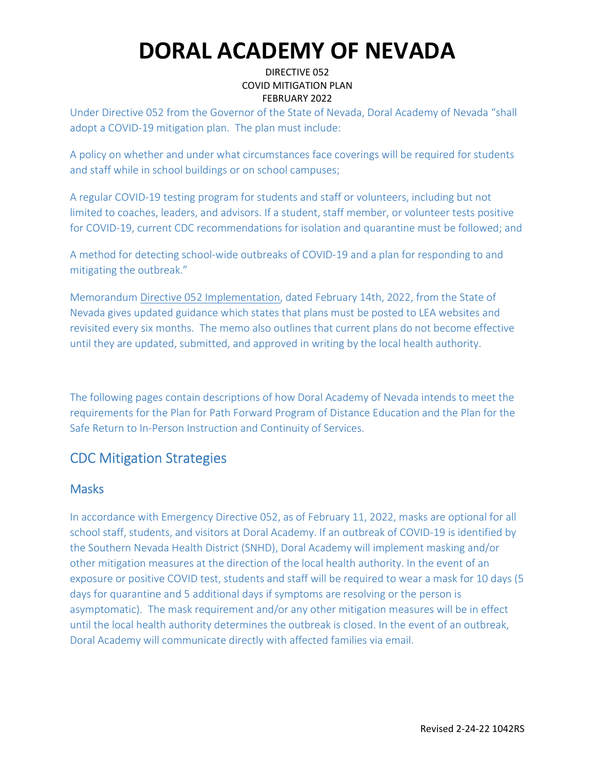# DORAL ACADEMY OF NEVADA

DIRECTIVE 052
COVID MITIGATION PLAN
FEBRUARY 2022

Under Directive 052 from the Governor of the State of Nevada, Doral Academy of Nevada "shall adopt a COVID-19 mitigation plan. The plan must include:

A policy on whether and under what circumstances face coverings will be required for students and staff while in school buildings or on school campuses;

A regular COVID-19 testing program for students and staff or volunteers, including but not limited to coaches, leaders, and advisors. If a student, staff member, or volunteer tests positive for COVID-19, current CDC recommendations for isolation and quarantine must be followed; and

A method for detecting school-wide outbreaks of COVID-19 and a plan for responding to and mitigating the outbreak."

Memorandum Directive 052 Implementation, dated February 14th, 2022, from the State of Nevada gives updated guidance which states that plans must be posted to LEA websites and revisited every six months. The memo also outlines that current plans do not become effective until they are updated, submitted, and approved in writing by the local health authority.

The following pages contain descriptions of how Doral Academy of Nevada intends to meet the requirements for the Plan for Path Forward Program of Distance Education and the Plan for the Safe Return to In-Person Instruction and Continuity of Services.

## CDC Mitigation Strategies

### Masks

In accordance with Emergency Directive 052, as of February 11, 2022, masks are optional for all school staff, students, and visitors at Doral Academy. If an outbreak of COVID-19 is identified by the Southern Nevada Health District (SNHD), Doral Academy will implement masking and/or other mitigation measures at the direction of the local health authority. In the event of an exposure or positive COVID test, students and staff will be required to wear a mask for 10 days (5 days for quarantine and 5 additional days if symptoms are resolving or the person is asymptomatic). The mask requirement and/or any other mitigation measures will be in effect until the local health authority determines the outbreak is closed. In the event of an outbreak, Doral Academy will communicate directly with affected families via email.

Revised 2-24-22 1042RS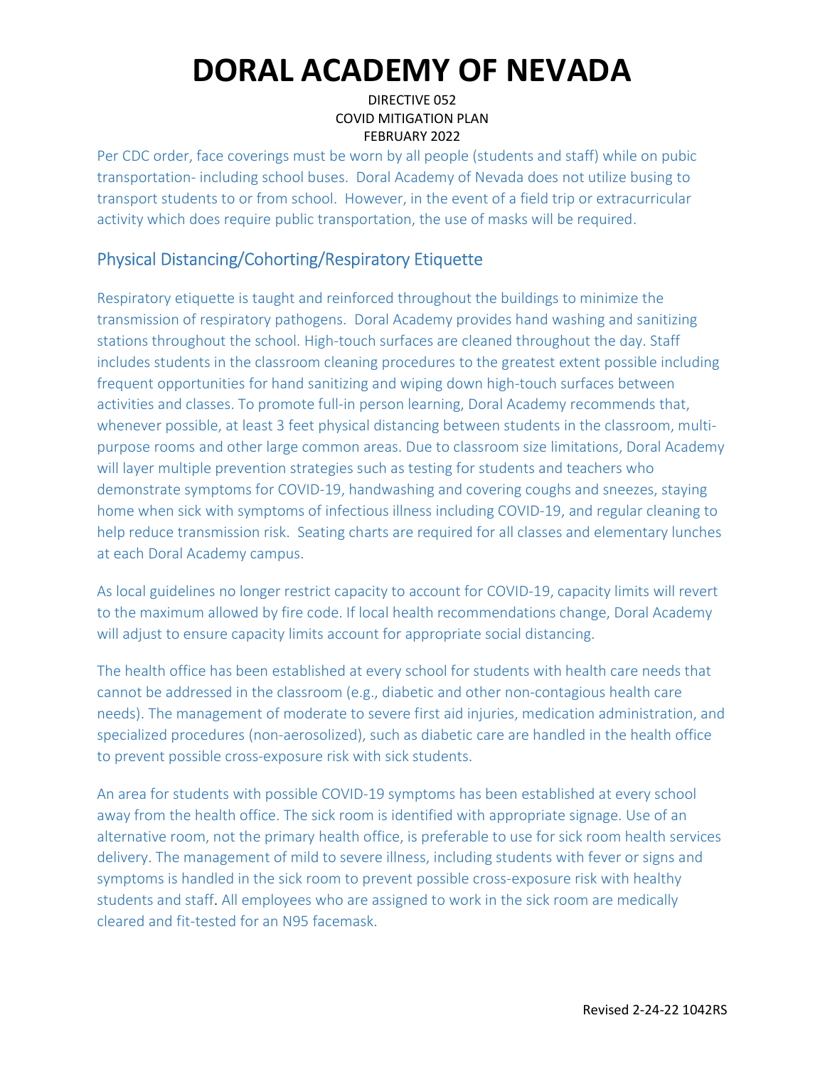# DORAL ACADEMY OF NEVADA

DIRECTIVE 052
COVID MITIGATION PLAN
FEBRUARY 2022

Per CDC order, face coverings must be worn by all people (students and staff) while on pubic transportation- including school buses. Doral Academy of Nevada does not utilize busing to transport students to or from school. However, in the event of a field trip or extracurricular activity which does require public transportation, the use of masks will be required.

## Physical Distancing/Cohorting/Respiratory Etiquette

Respiratory etiquette is taught and reinforced throughout the buildings to minimize the transmission of respiratory pathogens. Doral Academy provides hand washing and sanitizing stations throughout the school. High-touch surfaces are cleaned throughout the day. Staff includes students in the classroom cleaning procedures to the greatest extent possible including frequent opportunities for hand sanitizing and wiping down high-touch surfaces between activities and classes. To promote full-in person learning, Doral Academy recommends that, whenever possible, at least 3 feet physical distancing between students in the classroom, multi-purpose rooms and other large common areas. Due to classroom size limitations, Doral Academy will layer multiple prevention strategies such as testing for students and teachers who demonstrate symptoms for COVID-19, handwashing and covering coughs and sneezes, staying home when sick with symptoms of infectious illness including COVID-19, and regular cleaning to help reduce transmission risk. Seating charts are required for all classes and elementary lunches at each Doral Academy campus.

As local guidelines no longer restrict capacity to account for COVID-19, capacity limits will revert to the maximum allowed by fire code. If local health recommendations change, Doral Academy will adjust to ensure capacity limits account for appropriate social distancing.

The health office has been established at every school for students with health care needs that cannot be addressed in the classroom (e.g., diabetic and other non-contagious health care needs). The management of moderate to severe first aid injuries, medication administration, and specialized procedures (non-aerosolized), such as diabetic care are handled in the health office to prevent possible cross-exposure risk with sick students.

An area for students with possible COVID-19 symptoms has been established at every school away from the health office. The sick room is identified with appropriate signage. Use of an alternative room, not the primary health office, is preferable to use for sick room health services delivery. The management of mild to severe illness, including students with fever or signs and symptoms is handled in the sick room to prevent possible cross-exposure risk with healthy students and staff. All employees who are assigned to work in the sick room are medically cleared and fit-tested for an N95 facemask.

Revised 2-24-22 1042RS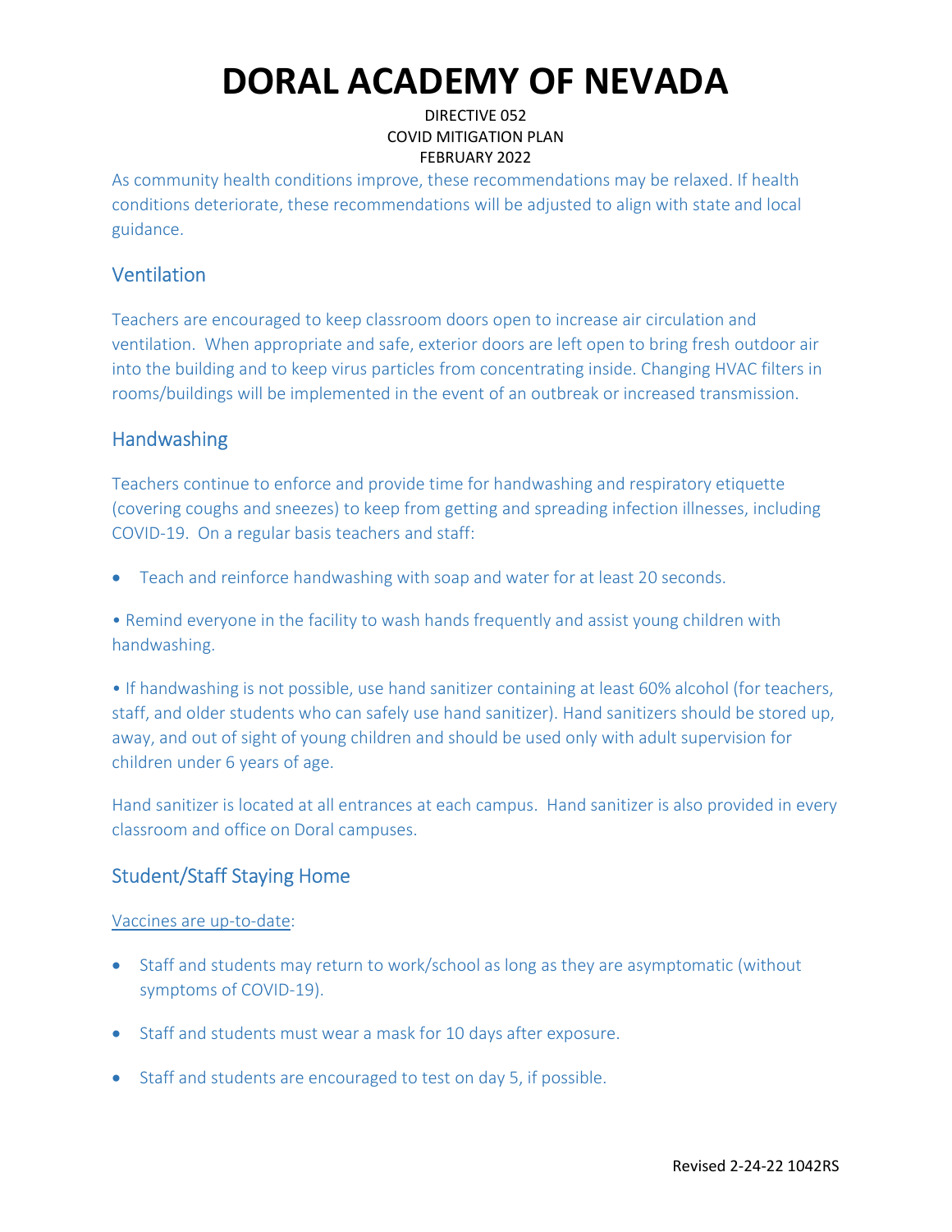# DORAL ACADEMY OF NEVADA

DIRECTIVE 052
COVID MITIGATION PLAN
FEBRUARY 2022

As community health conditions improve, these recommendations may be relaxed. If health conditions deteriorate, these recommendations will be adjusted to align with state and local guidance.

## Ventilation

Teachers are encouraged to keep classroom doors open to increase air circulation and ventilation. When appropriate and safe, exterior doors are left open to bring fresh outdoor air into the building and to keep virus particles from concentrating inside. Changing HVAC filters in rooms/buildings will be implemented in the event of an outbreak or increased transmission.

## Handwashing

Teachers continue to enforce and provide time for handwashing and respiratory etiquette (covering coughs and sneezes) to keep from getting and spreading infection illnesses, including COVID-19. On a regular basis teachers and staff:

- Teach and reinforce handwashing with soap and water for at least 20 seconds.
- Remind everyone in the facility to wash hands frequently and assist young children with handwashing.
- If handwashing is not possible, use hand sanitizer containing at least 60% alcohol (for teachers, staff, and older students who can safely use hand sanitizer). Hand sanitizers should be stored up, away, and out of sight of young children and should be used only with adult supervision for children under 6 years of age.

Hand sanitizer is located at all entrances at each campus. Hand sanitizer is also provided in every classroom and office on Doral campuses.

## Student/Staff Staying Home

<u>Vaccines are up-to-date</u>:

- Staff and students may return to work/school as long as they are asymptomatic (without symptoms of COVID-19).
- Staff and students must wear a mask for 10 days after exposure.
- Staff and students are encouraged to test on day 5, if possible.

Revised 2-24-22 1042RS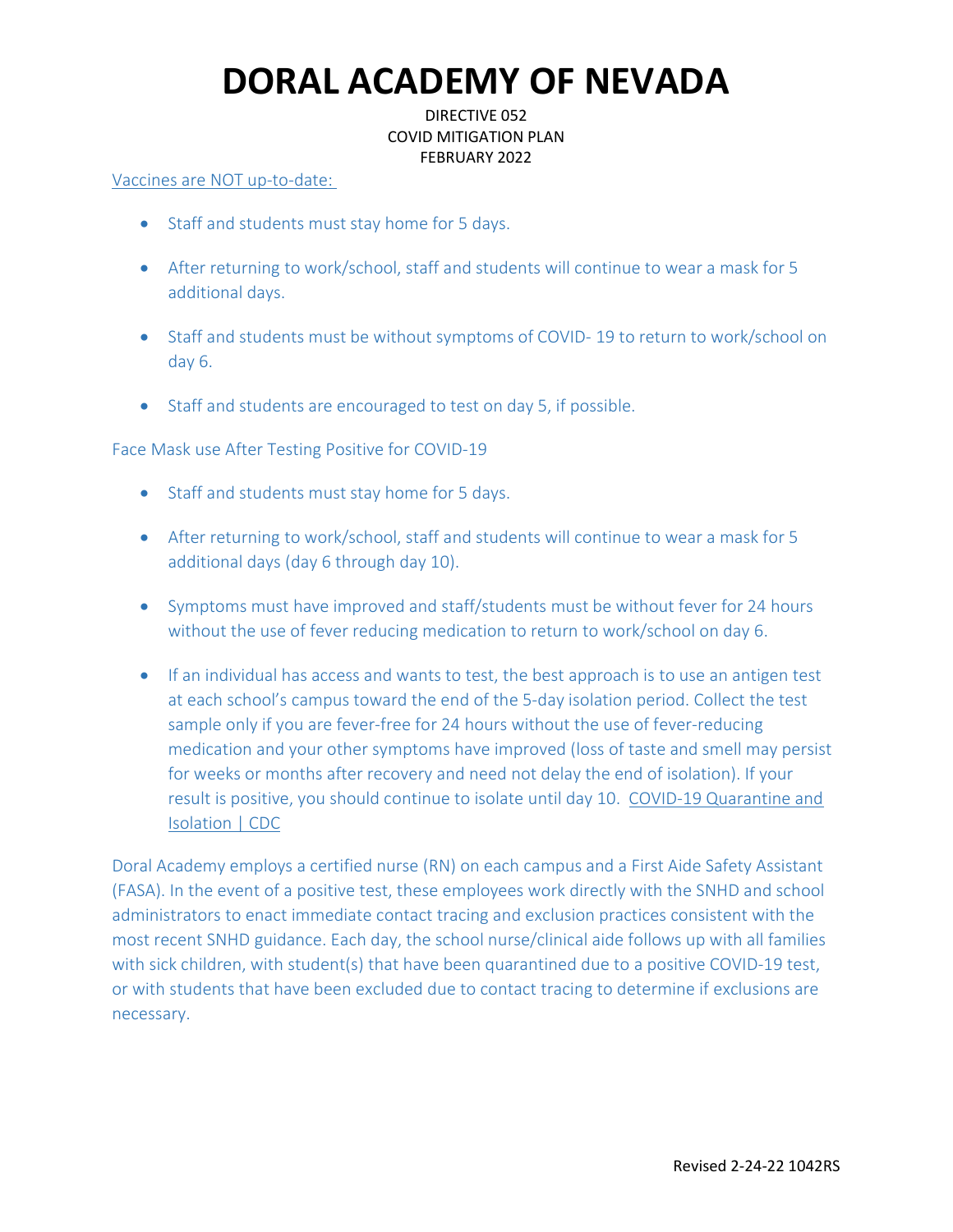# DORAL ACADEMY OF NEVADA

DIRECTIVE 052
COVID MITIGATION PLAN
FEBRUARY 2022

Vaccines are NOT up-to-date:

- Staff and students must stay home for 5 days.
- After returning to work/school, staff and students will continue to wear a mask for 5 additional days.
- Staff and students must be without symptoms of COVID- 19 to return to work/school on day 6.
- Staff and students are encouraged to test on day 5, if possible.

Face Mask use After Testing Positive for COVID-19

- Staff and students must stay home for 5 days.
- After returning to work/school, staff and students will continue to wear a mask for 5 additional days (day 6 through day 10).
- Symptoms must have improved and staff/students must be without fever for 24 hours without the use of fever reducing medication to return to work/school on day 6.
- If an individual has access and wants to test, the best approach is to use an antigen test at each school's campus toward the end of the 5-day isolation period. Collect the test sample only if you are fever-free for 24 hours without the use of fever-reducing medication and your other symptoms have improved (loss of taste and smell may persist for weeks or months after recovery and need not delay the end of isolation). If your result is positive, you should continue to isolate until day 10. COVID-19 Quarantine and Isolation | CDC

Doral Academy employs a certified nurse (RN) on each campus and a First Aide Safety Assistant (FASA). In the event of a positive test, these employees work directly with the SNHD and school administrators to enact immediate contact tracing and exclusion practices consistent with the most recent SNHD guidance. Each day, the school nurse/clinical aide follows up with all families with sick children, with student(s) that have been quarantined due to a positive COVID-19 test, or with students that have been excluded due to contact tracing to determine if exclusions are necessary.

Revised 2-24-22 1042RS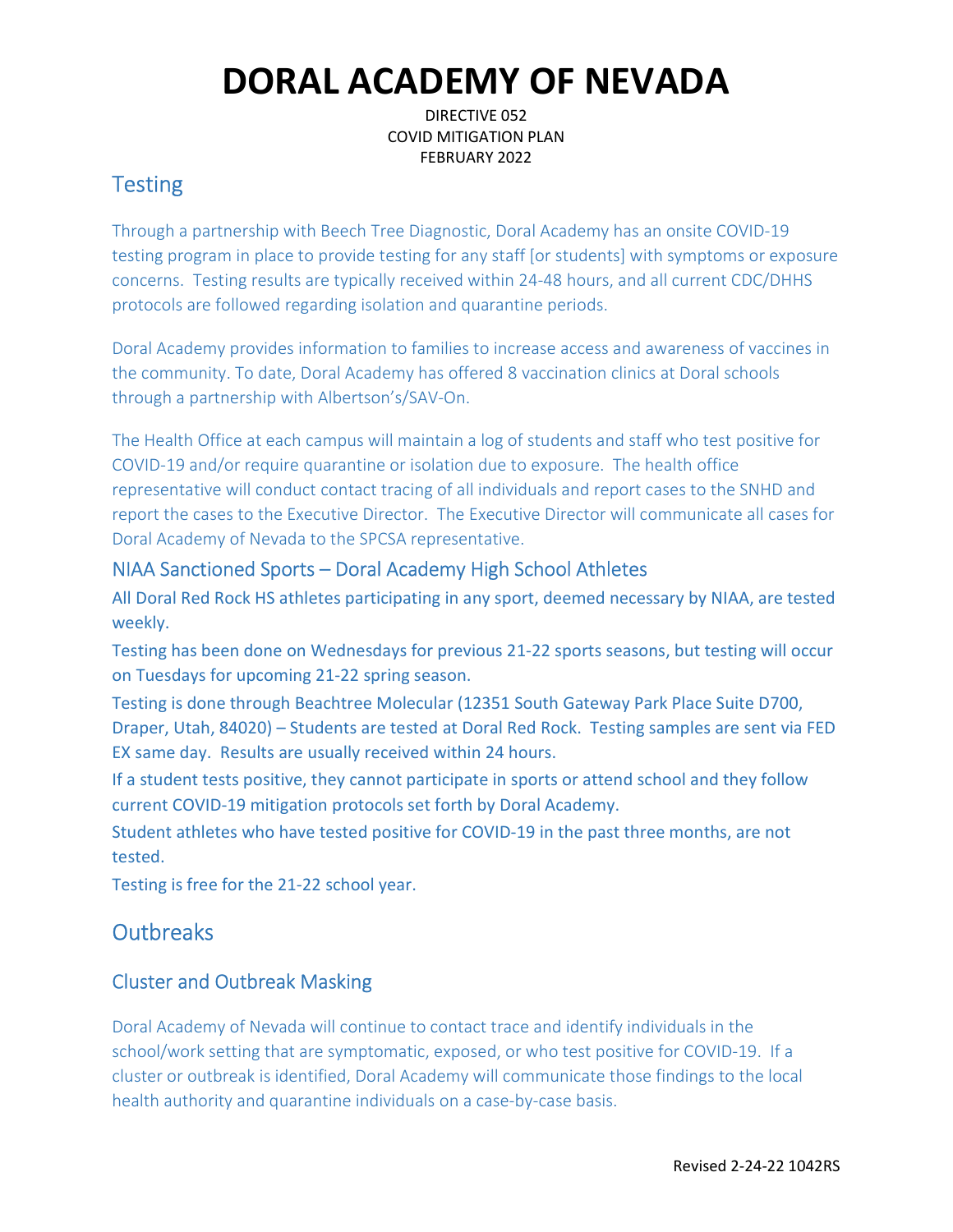# DORAL ACADEMY OF NEVADA

DIRECTIVE 052
COVID MITIGATION PLAN
FEBRUARY 2022

## Testing

Through a partnership with Beech Tree Diagnostic, Doral Academy has an onsite COVID-19 testing program in place to provide testing for any staff [or students] with symptoms or exposure concerns. Testing results are typically received within 24-48 hours, and all current CDC/DHHS protocols are followed regarding isolation and quarantine periods.

Doral Academy provides information to families to increase access and awareness of vaccines in the community. To date, Doral Academy has offered 8 vaccination clinics at Doral schools through a partnership with Albertson's/SAV-On.

The Health Office at each campus will maintain a log of students and staff who test positive for COVID-19 and/or require quarantine or isolation due to exposure. The health office representative will conduct contact tracing of all individuals and report cases to the SNHD and report the cases to the Executive Director. The Executive Director will communicate all cases for Doral Academy of Nevada to the SPCSA representative.

### NIAA Sanctioned Sports – Doral Academy High School Athletes

All Doral Red Rock HS athletes participating in any sport, deemed necessary by NIAA, are tested weekly.

Testing has been done on Wednesdays for previous 21-22 sports seasons, but testing will occur on Tuesdays for upcoming 21-22 spring season.

Testing is done through Beachtree Molecular (12351 South Gateway Park Place Suite D700, Draper, Utah, 84020) – Students are tested at Doral Red Rock. Testing samples are sent via FED EX same day. Results are usually received within 24 hours.

If a student tests positive, they cannot participate in sports or attend school and they follow current COVID-19 mitigation protocols set forth by Doral Academy.

Student athletes who have tested positive for COVID-19 in the past three months, are not tested.

Testing is free for the 21-22 school year.

## Outbreaks

### Cluster and Outbreak Masking

Doral Academy of Nevada will continue to contact trace and identify individuals in the school/work setting that are symptomatic, exposed, or who test positive for COVID-19. If a cluster or outbreak is identified, Doral Academy will communicate those findings to the local health authority and quarantine individuals on a case-by-case basis.

Revised 2-24-22 1042RS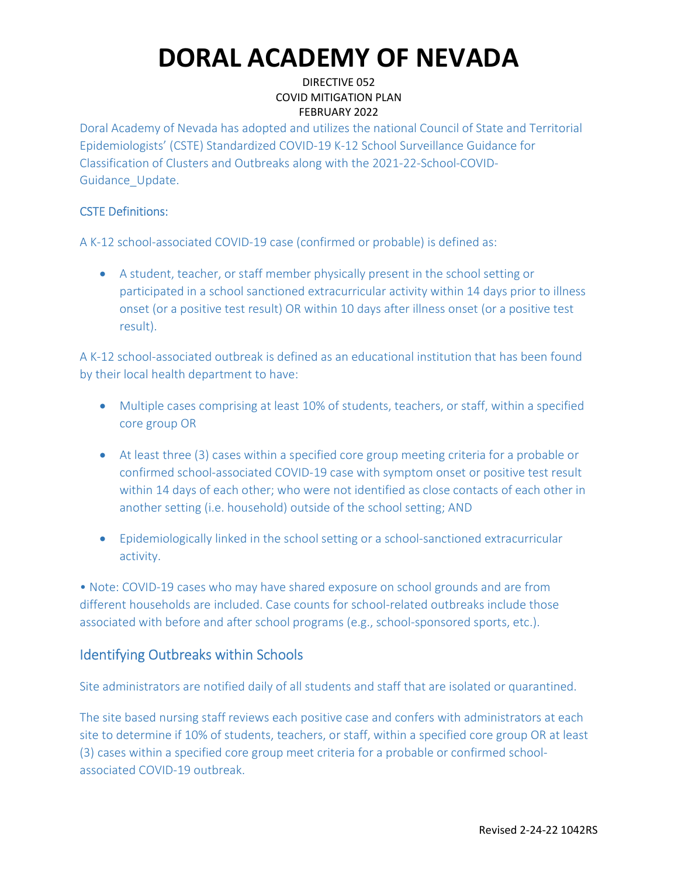# DORAL ACADEMY OF NEVADA

DIRECTIVE 052
COVID MITIGATION PLAN
FEBRUARY 2022

Doral Academy of Nevada has adopted and utilizes the national Council of State and Territorial Epidemiologists' (CSTE) Standardized COVID-19 K-12 School Surveillance Guidance for Classification of Clusters and Outbreaks along with the 2021-22-School-COVID-Guidance_Update.

CSTE Definitions:

A K-12 school-associated COVID-19 case (confirmed or probable) is defined as:

- A student, teacher, or staff member physically present in the school setting or participated in a school sanctioned extracurricular activity within 14 days prior to illness onset (or a positive test result) OR within 10 days after illness onset (or a positive test result).

A K-12 school-associated outbreak is defined as an educational institution that has been found by their local health department to have:

- Multiple cases comprising at least 10% of students, teachers, or staff, within a specified core group OR
- At least three (3) cases within a specified core group meeting criteria for a probable or confirmed school-associated COVID-19 case with symptom onset or positive test result within 14 days of each other; who were not identified as close contacts of each other in another setting (i.e. household) outside of the school setting; AND
- Epidemiologically linked in the school setting or a school-sanctioned extracurricular activity.

• Note: COVID-19 cases who may have shared exposure on school grounds and are from different households are included. Case counts for school-related outbreaks include those associated with before and after school programs (e.g., school-sponsored sports, etc.).

## Identifying Outbreaks within Schools

Site administrators are notified daily of all students and staff that are isolated or quarantined.

The site based nursing staff reviews each positive case and confers with administrators at each site to determine if 10% of students, teachers, or staff, within a specified core group OR at least (3) cases within a specified core group meet criteria for a probable or confirmed school-associated COVID-19 outbreak.

Revised 2-24-22 1042RS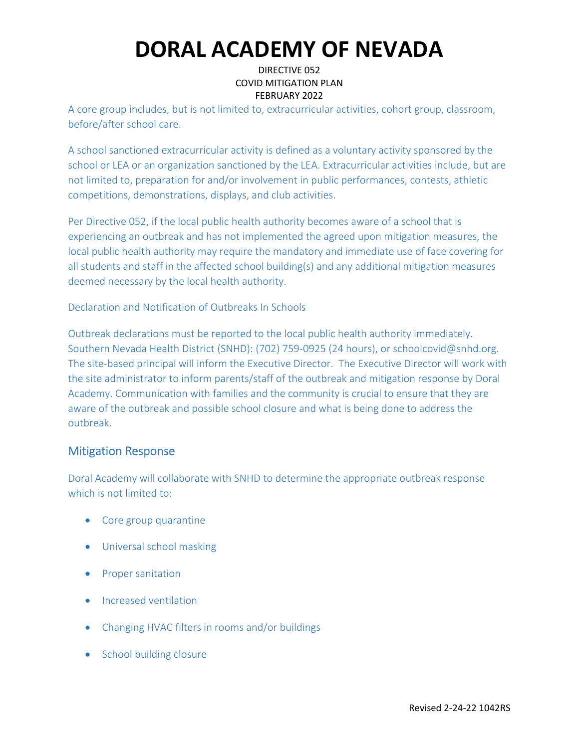A core group includes, but is not limited to, extracurricular activities, cohort group, classroom, before/after school care.

A school sanctioned extracurricular activity is defined as a voluntary activity sponsored by the school or LEA or an organization sanctioned by the LEA. Extracurricular activities include, but are not limited to, preparation for and/or involvement in public performances, contests, athletic competitions, demonstrations, displays, and club activities.

Per Directive 052, if the local public health authority becomes aware of a school that is experiencing an outbreak and has not implemented the agreed upon mitigation measures, the local public health authority may require the mandatory and immediate use of face covering for all students and staff in the affected school building(s) and any additional mitigation measures deemed necessary by the local health authority.

Declaration and Notification of Outbreaks In Schools

Outbreak declarations must be reported to the local public health authority immediately. Southern Nevada Health District (SNHD): (702) 759-0925 (24 hours), or schoolcovid@snhd.org. The site-based principal will inform the Executive Director. The Executive Director will work with the site administrator to inform parents/staff of the outbreak and mitigation response by Doral Academy. Communication with families and the community is crucial to ensure that they are aware of the outbreak and possible school closure and what is being done to address the outbreak.

## Mitigation Response

Doral Academy will collaborate with SNHD to determine the appropriate outbreak response which is not limited to:

- Core group quarantine
- Universal school masking
- Proper sanitation
- Increased ventilation
- Changing HVAC filters in rooms and/or buildings
- School building closure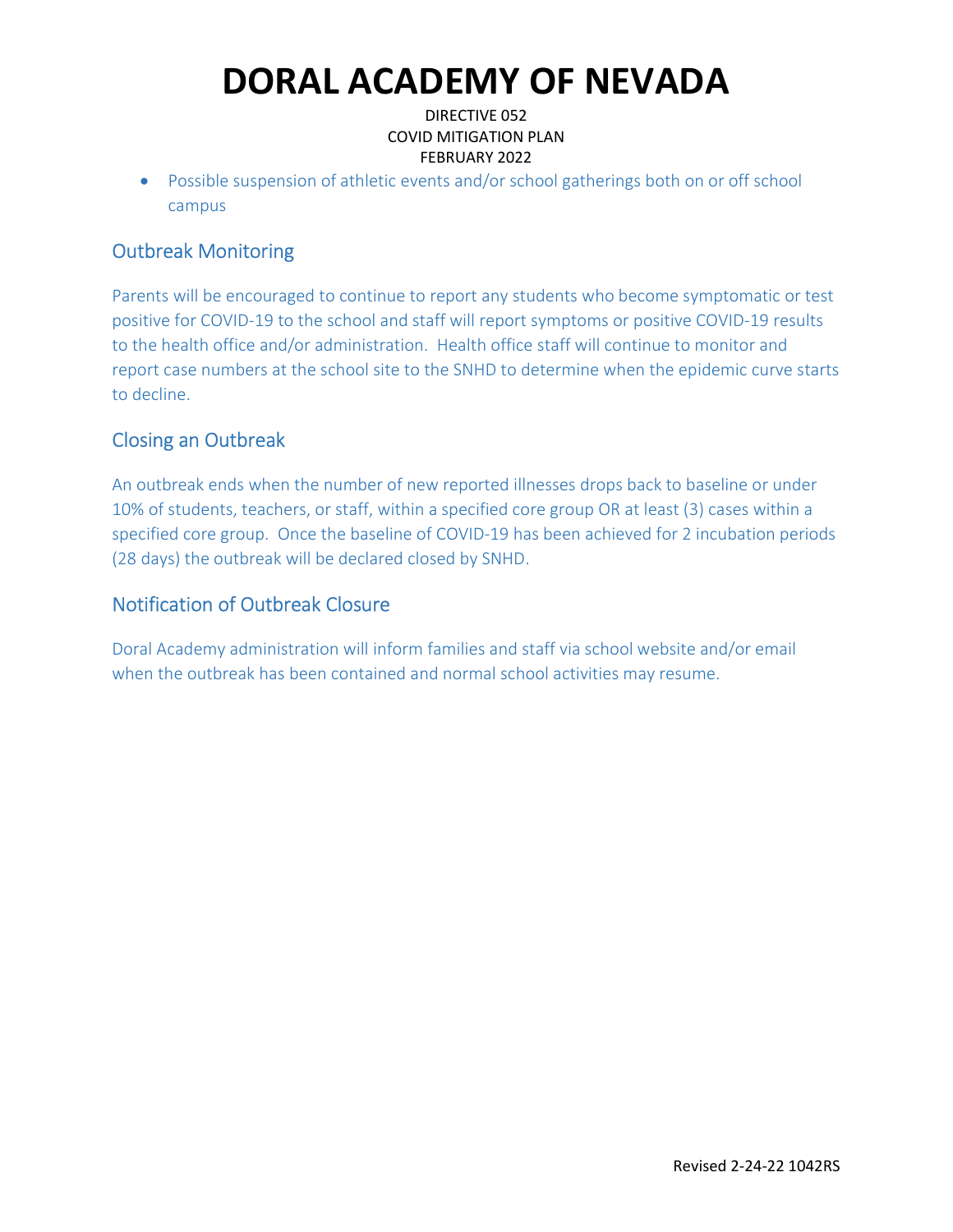- Possible suspension of athletic events and/or school gatherings both on or off school campus

## Outbreak Monitoring

Parents will be encouraged to continue to report any students who become symptomatic or test positive for COVID-19 to the school and staff will report symptoms or positive COVID-19 results to the health office and/or administration. Health office staff will continue to monitor and report case numbers at the school site to the SNHD to determine when the epidemic curve starts to decline.

## Closing an Outbreak

An outbreak ends when the number of new reported illnesses drops back to baseline or under 10% of students, teachers, or staff, within a specified core group OR at least (3) cases within a specified core group. Once the baseline of COVID-19 has been achieved for 2 incubation periods (28 days) the outbreak will be declared closed by SNHD.

## Notification of Outbreak Closure

Doral Academy administration will inform families and staff via school website and/or email when the outbreak has been contained and normal school activities may resume.